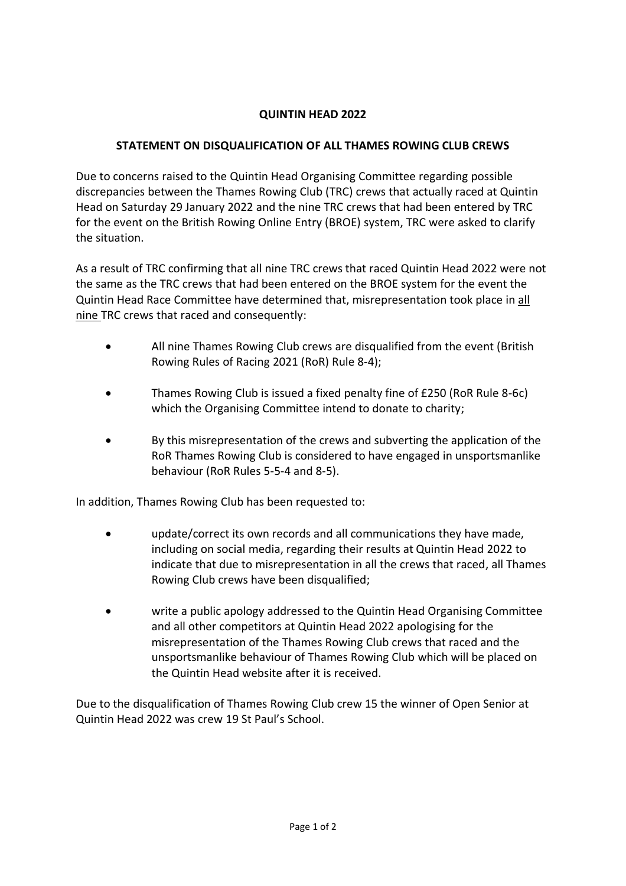# QUINTIN HEAD 2022

## STATEMENT ON DISQUALIFICATION OF ALL THAMES ROWING CLUB CREWS

Due to concerns raised to the Quintin Head Organising Committee regarding possible discrepancies between the Thames Rowing Club (TRC) crews that actually raced at Quintin Head on Saturday 29 January 2022 and the nine TRC crews that had been entered by TRC for the event on the British Rowing Online Entry (BROE) system, TRC were asked to clarify the situation.

As a result of TRC confirming that all nine TRC crews that raced Quintin Head 2022 were not the same as the TRC crews that had been entered on the BROE system for the event the Quintin Head Race Committee have determined that, misrepresentation took place in <u>all nine</u> TRC crews that raced and consequently:

- All nine Thames Rowing Club crews are disqualified from the event (British Rowing Rules of Racing 2021 (RoR) Rule 8-4);
- Thames Rowing Club is issued a fixed penalty fine of £250 (RoR Rule 8-6c) which the Organising Committee intend to donate to charity;
- By this misrepresentation of the crews and subverting the application of the RoR Thames Rowing Club is considered to have engaged in unsportsmanlike behaviour (RoR Rules 5-5-4 and 8-5).

In addition, Thames Rowing Club has been requested to:

- update/correct its own records and all communications they have made, including on social media, regarding their results at Quintin Head 2022 to indicate that due to misrepresentation in all the crews that raced, all Thames Rowing Club crews have been disqualified;
- write a public apology addressed to the Quintin Head Organising Committee and all other competitors at Quintin Head 2022 apologising for the misrepresentation of the Thames Rowing Club crews that raced and the unsportsmanlike behaviour of Thames Rowing Club which will be placed on the Quintin Head website after it is received.

Due to the disqualification of Thames Rowing Club crew 15 the winner of Open Senior at Quintin Head 2022 was crew 19 St Paul's School.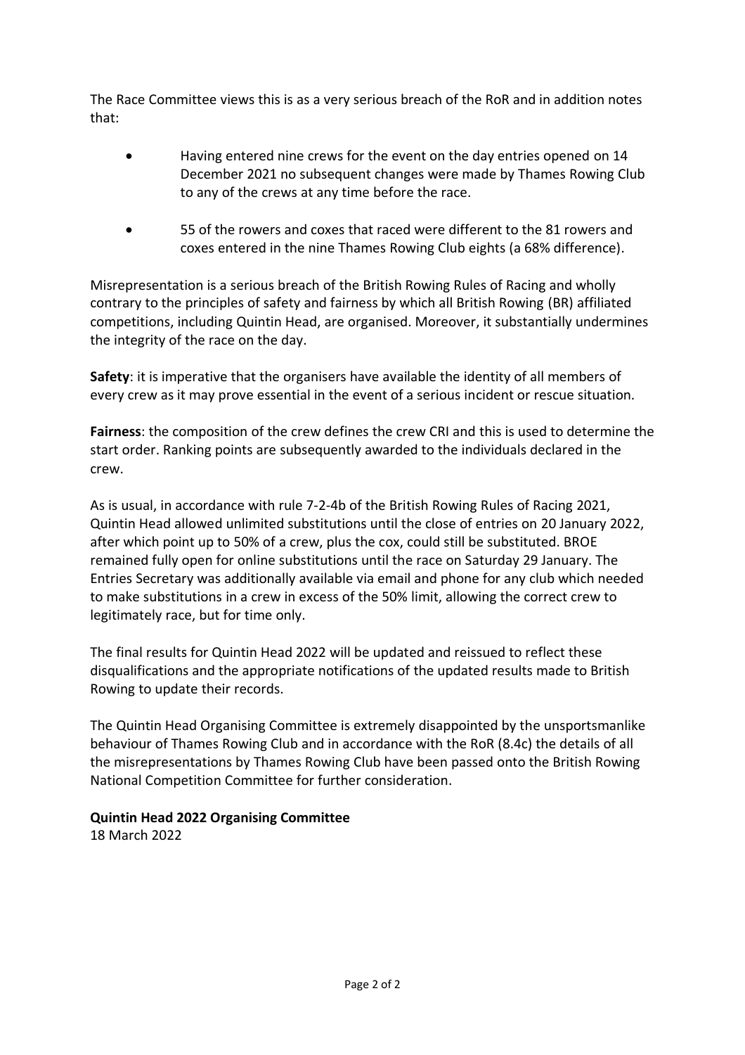The Race Committee views this is as a very serious breach of the RoR and in addition notes that:

- Having entered nine crews for the event on the day entries opened on 14 December 2021 no subsequent changes were made by Thames Rowing Club to any of the crews at any time before the race.
- 55 of the rowers and coxes that raced were different to the 81 rowers and coxes entered in the nine Thames Rowing Club eights (a 68% difference).

Misrepresentation is a serious breach of the British Rowing Rules of Racing and wholly contrary to the principles of safety and fairness by which all British Rowing (BR) affiliated competitions, including Quintin Head, are organised. Moreover, it substantially undermines the integrity of the race on the day.

**Safety**: it is imperative that the organisers have available the identity of all members of every crew as it may prove essential in the event of a serious incident or rescue situation.

**Fairness**: the composition of the crew defines the crew CRI and this is used to determine the start order. Ranking points are subsequently awarded to the individuals declared in the crew.

As is usual, in accordance with rule 7-2-4b of the British Rowing Rules of Racing 2021, Quintin Head allowed unlimited substitutions until the close of entries on 20 January 2022, after which point up to 50% of a crew, plus the cox, could still be substituted. BROE remained fully open for online substitutions until the race on Saturday 29 January. The Entries Secretary was additionally available via email and phone for any club which needed to make substitutions in a crew in excess of the 50% limit, allowing the correct crew to legitimately race, but for time only.

The final results for Quintin Head 2022 will be updated and reissued to reflect these disqualifications and the appropriate notifications of the updated results made to British Rowing to update their records.

The Quintin Head Organising Committee is extremely disappointed by the unsportsmanlike behaviour of Thames Rowing Club and in accordance with the RoR (8.4c) the details of all the misrepresentations by Thames Rowing Club have been passed onto the British Rowing National Competition Committee for further consideration.

**Quintin Head 2022 Organising Committee**
18 March 2022